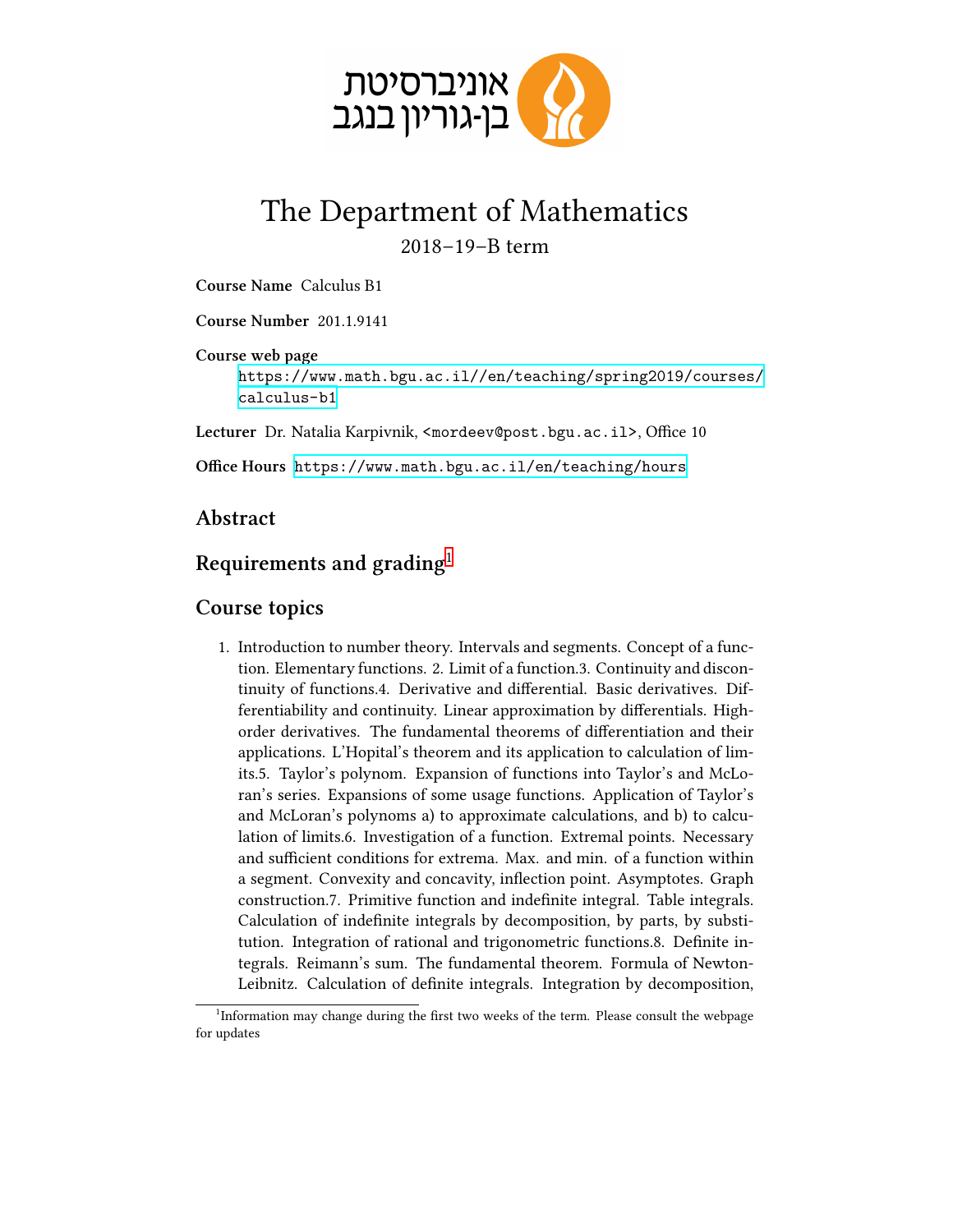אוניברסיטת
בן-גוריון בנגב

# The Department of Mathematics

2018–19–B term

**Course Name** Calculus B1

**Course Number** 201.1.9141

**Course web page**
https://www.math.bgu.ac.il//en/teaching/spring2019/courses/calculus-b1

**Lecturer** Dr. Natalia Karpivnik, <mordeev@post.bgu.ac.il>, Office 10

**Office Hours** https://www.math.bgu.ac.il/en/teaching/hours

## Abstract

## Requirements and grading[1]

## Course topics

1. Introduction to number theory. Intervals and segments. Concept of a function. Elementary functions. 2. Limit of a function.3. Continuity and discontinuity of functions.4. Derivative and differential. Basic derivatives. Differentiability and continuity. Linear approximation by differentials. High-order derivatives. The fundamental theorems of differentiation and their applications. L'Hopital's theorem and its application to calculation of limits.5. Taylor's polynom. Expansion of functions into Taylor's and McLoran's series. Expansions of some usage functions. Application of Taylor's and McLoran's polynoms a) to approximate calculations, and b) to calculation of limits.6. Investigation of a function. Extremal points. Necessary and sufficient conditions for extrema. Max. and min. of a function within a segment. Convexity and concavity, inflection point. Asymptotes. Graph construction.7. Primitive function and indefinite integral. Table integrals. Calculation of indefinite integrals by decomposition, by parts, by substitution. Integration of rational and trigonometric functions.8. Definite integrals. Reimann's sum. The fundamental theorem. Formula of Newton-Leibnitz. Calculation of definite integrals. Integration by decomposition,

[1] Information may change during the first two weeks of the term. Please consult the webpage for updates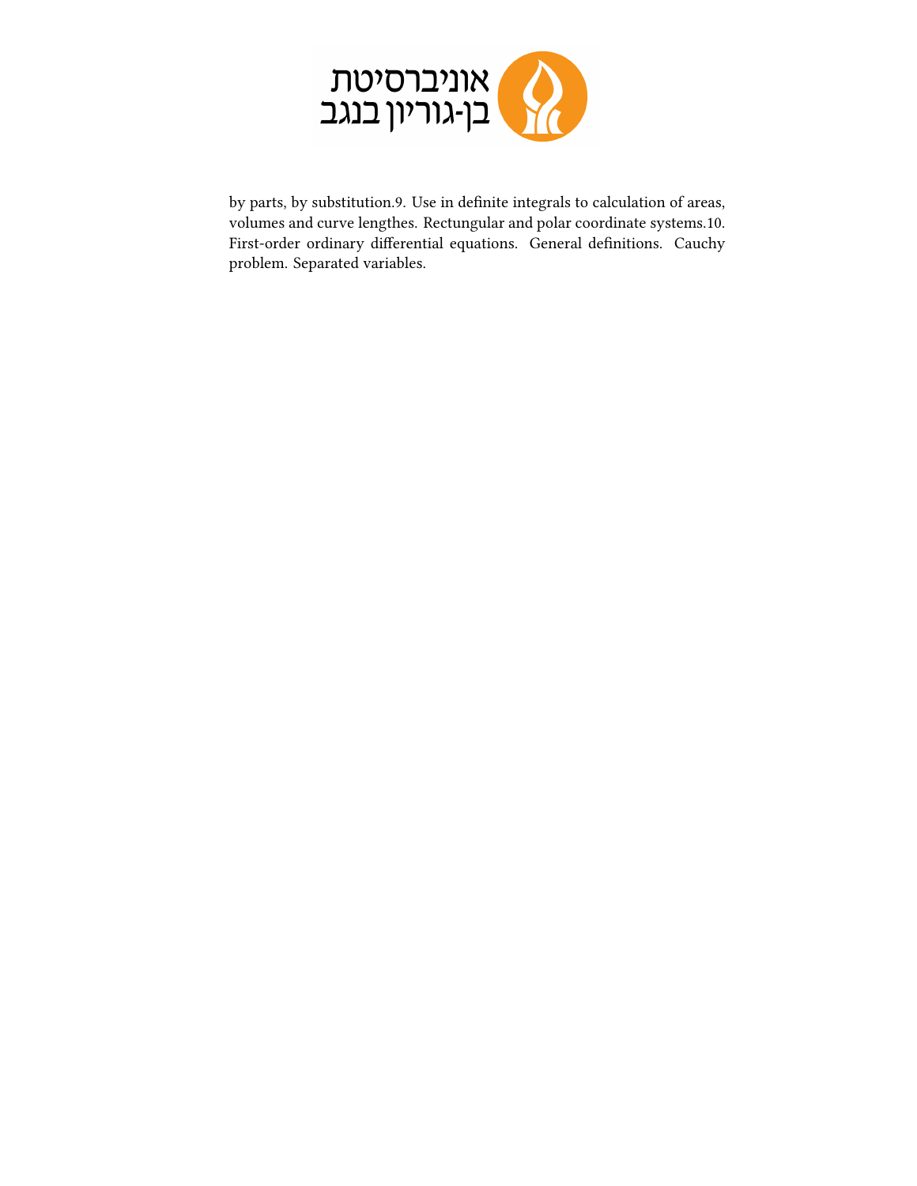by parts, by substitution.9. Use in definite integrals to calculation of areas, volumes and curve lengthes. Rectungular and polar coordinate systems.10. First-order ordinary differential equations. General definitions. Cauchy problem. Separated variables.